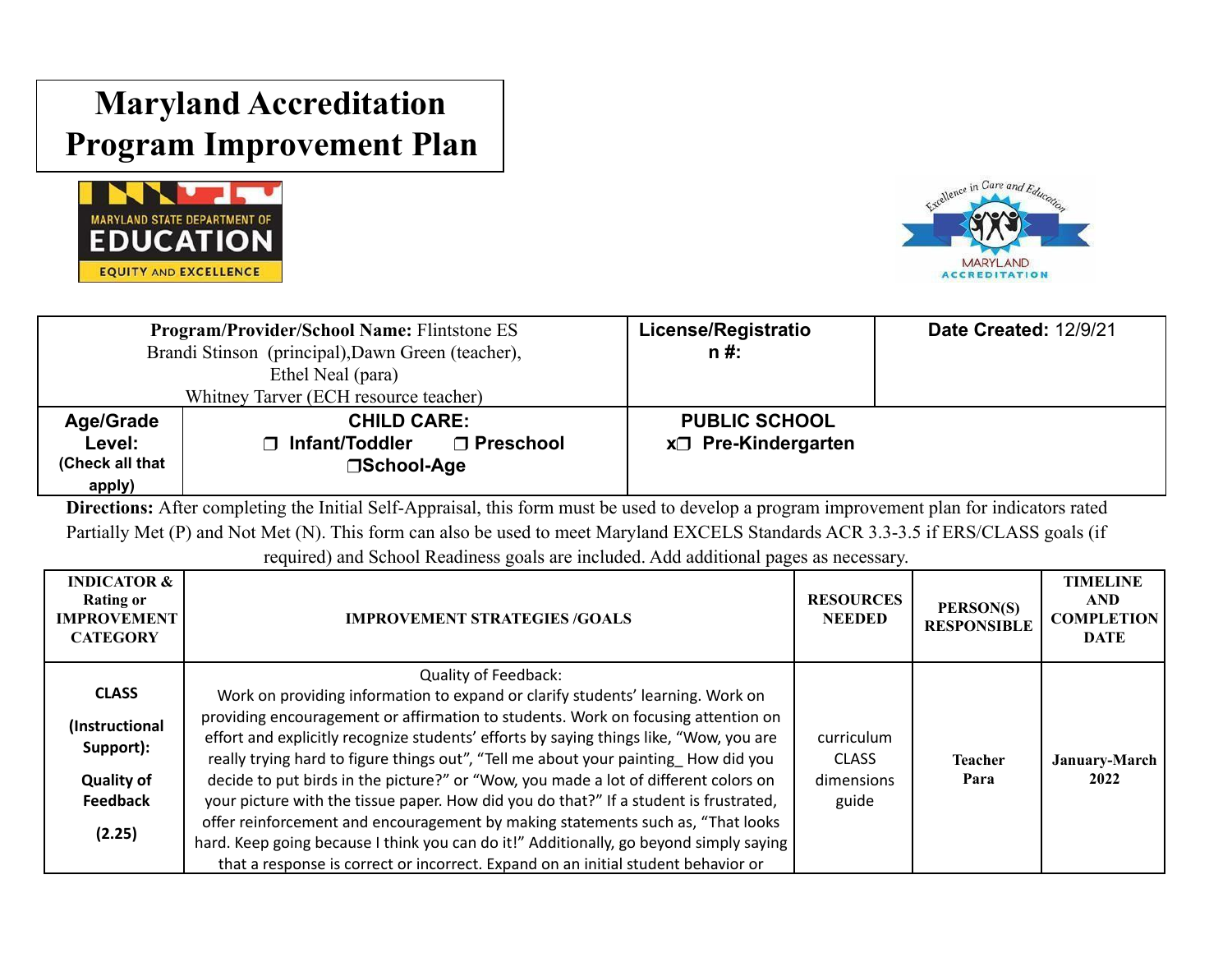# Maryland Accreditation Program Improvement Plan

| **Program/Provider/School Name:** Flintstone ES<br>Brandi Stinson (principal), Dawn Green (teacher), Ethel Neal (para)<br>Whitney Tarver (ECH resource teacher) | | **License/Registration #:** | **Date Created:** 12/9/21 |
|---|---|---|---|
| **Age/Grade Level:** (Check all that apply) | **CHILD CARE:**<br>❐ Infant/Toddler ❐ Preschool<br>❐School-Age | **PUBLIC SCHOOL**<br>x❐ Pre-Kindergarten | |

**Directions:** After completing the Initial Self-Appraisal, this form must be used to develop a program improvement plan for indicators rated Partially Met (P) and Not Met (N). This form can also be used to meet Maryland EXCELS Standards ACR 3.3-3.5 if ERS/CLASS goals (if required) and School Readiness goals are included. Add additional pages as necessary.

| INDICATOR & Rating or IMPROVEMENT CATEGORY | IMPROVEMENT STRATEGIES /GOALS | RESOURCES NEEDED | PERSON(S) RESPONSIBLE | TIMELINE AND COMPLETION DATE |
|---|---|---|---|---|
| **CLASS**<br><br>**(Instructional Support):**<br><br>**Quality of Feedback**<br><br>**(2.25)** | Quality of Feedback:<br>Work on providing information to expand or clarify students' learning. Work on providing encouragement or affirmation to students. Work on focusing attention on effort and explicitly recognize students' efforts by saying things like, "Wow, you are really trying hard to figure things out", "Tell me about your painting_ How did you decide to put birds in the picture?" or "Wow, you made a lot of different colors on your picture with the tissue paper. How did you do that?" If a student is frustrated, offer reinforcement and encouragement by making statements such as, "That looks hard. Keep going because I think you can do it!" Additionally, go beyond simply saying that a response is correct or incorrect. Expand on an initial student behavior or | curriculum<br>CLASS dimensions guide | **Teacher**<br>**Para** | **January-March 2022** |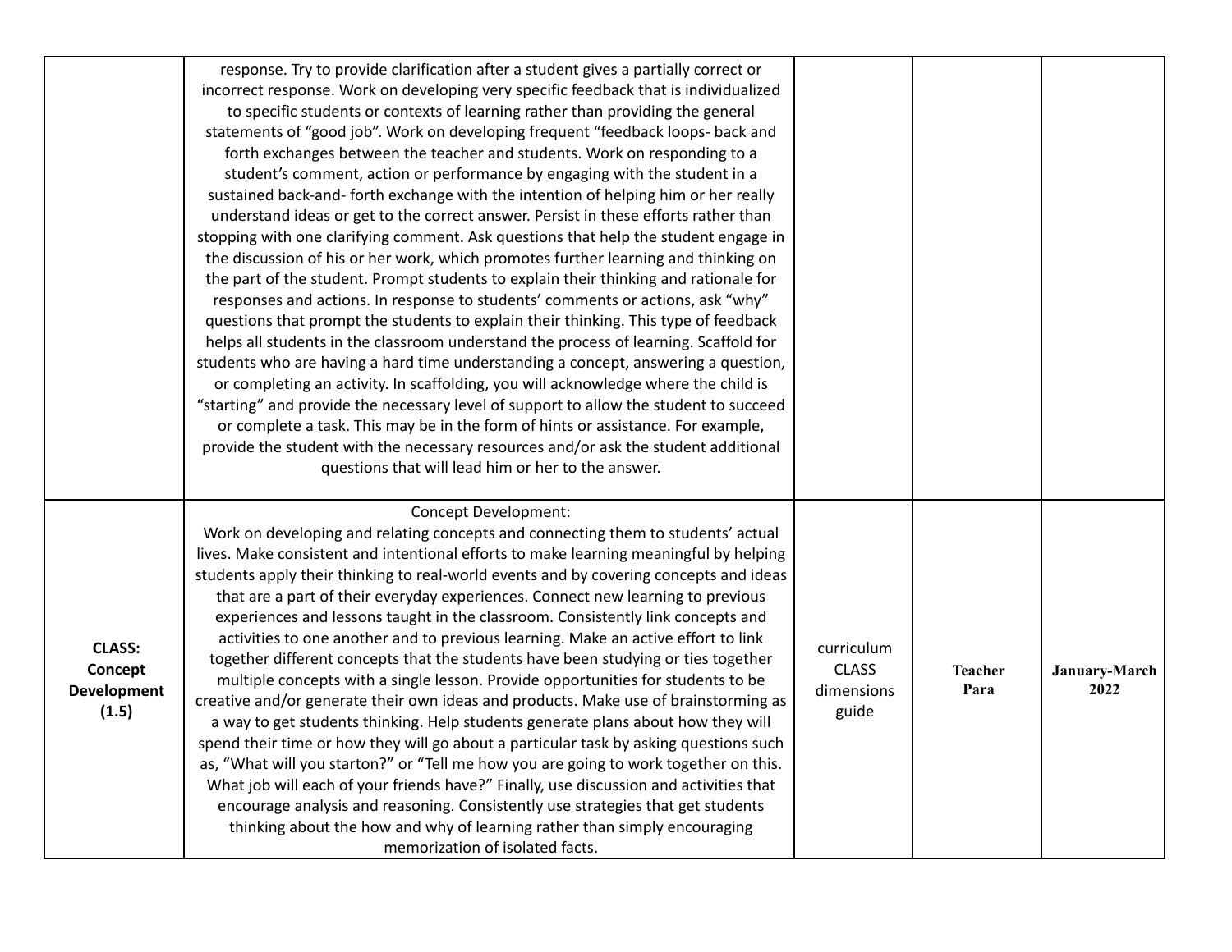| | | | | |
|---|---|---|---|---|
| | response. Try to provide clarification after a student gives a partially correct or incorrect response. Work on developing very specific feedback that is individualized to specific students or contexts of learning rather than providing the general statements of "good job". Work on developing frequent "feedback loops- back and forth exchanges between the teacher and students. Work on responding to a student's comment, action or performance by engaging with the student in a sustained back-and- forth exchange with the intention of helping him or her really understand ideas or get to the correct answer. Persist in these efforts rather than stopping with one clarifying comment. Ask questions that help the student engage in the discussion of his or her work, which promotes further learning and thinking on the part of the student. Prompt students to explain their thinking and rationale for responses and actions. In response to students' comments or actions, ask "why" questions that prompt the students to explain their thinking. This type of feedback helps all students in the classroom understand the process of learning. Scaffold for students who are having a hard time understanding a concept, answering a question, or completing an activity. In scaffolding, you will acknowledge where the child is "starting" and provide the necessary level of support to allow the student to succeed or complete a task. This may be in the form of hints or assistance. For example, provide the student with the necessary resources and/or ask the student additional questions that will lead him or her to the answer. | | | |
| **CLASS: Concept Development (1.5)** | Concept Development:<br>Work on developing and relating concepts and connecting them to students' actual lives. Make consistent and intentional efforts to make learning meaningful by helping students apply their thinking to real-world events and by covering concepts and ideas that are a part of their everyday experiences. Connect new learning to previous experiences and lessons taught in the classroom. Consistently link concepts and activities to one another and to previous learning. Make an active effort to link together different concepts that the students have been studying or ties together multiple concepts with a single lesson. Provide opportunities for students to be creative and/or generate their own ideas and products. Make use of brainstorming as a way to get students thinking. Help students generate plans about how they will spend their time or how they will go about a particular task by asking questions such as, "What will you starton?" or "Tell me how you are going to work together on this. What job will each of your friends have?" Finally, use discussion and activities that encourage analysis and reasoning. Consistently use strategies that get students thinking about the how and why of learning rather than simply encouraging memorization of isolated facts. | curriculum CLASS dimensions guide | **Teacher Para** | **January-March 2022** |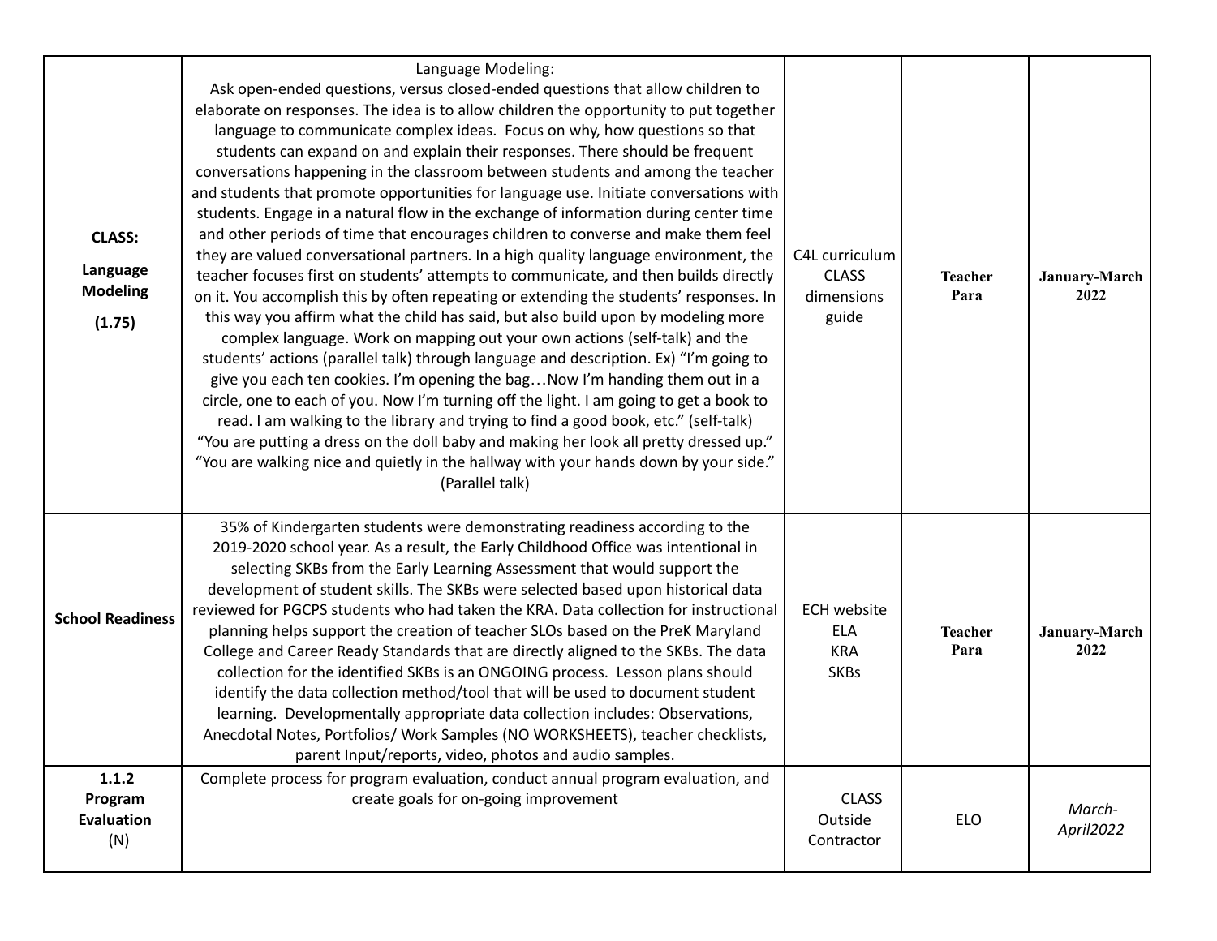| | | | | |
|---|---|---|---|---|
| **CLASS:**<br><br>**Language Modeling**<br><br>**(1.75)** | Language Modeling:<br>Ask open-ended questions, versus closed-ended questions that allow children to elaborate on responses. The idea is to allow children the opportunity to put together language to communicate complex ideas. Focus on why, how questions so that students can expand on and explain their responses. There should be frequent conversations happening in the classroom between students and among the teacher and students that promote opportunities for language use. Initiate conversations with students. Engage in a natural flow in the exchange of information during center time and other periods of time that encourages children to converse and make them feel they are valued conversational partners. In a high quality language environment, the teacher focuses first on students' attempts to communicate, and then builds directly on it. You accomplish this by often repeating or extending the students' responses. In this way you affirm what the child has said, but also build upon by modeling more complex language. Work on mapping out your own actions (self-talk) and the students' actions (parallel talk) through language and description. Ex) "I'm going to give you each ten cookies. I'm opening the bag…Now I'm handing them out in a circle, one to each of you. Now I'm turning off the light. I am going to get a book to read. I am walking to the library and trying to find a good book, etc." (self-talk) "You are putting a dress on the doll baby and making her look all pretty dressed up." "You are walking nice and quietly in the hallway with your hands down by your side." (Parallel talk) | C4L curriculum<br>CLASS dimensions guide | **Teacher**<br>**Para** | **January-March 2022** |
| **School Readiness** | 35% of Kindergarten students were demonstrating readiness according to the 2019-2020 school year. As a result, the Early Childhood Office was intentional in selecting SKBs from the Early Learning Assessment that would support the development of student skills. The SKBs were selected based upon historical data reviewed for PGCPS students who had taken the KRA. Data collection for instructional planning helps support the creation of teacher SLOs based on the PreK Maryland College and Career Ready Standards that are directly aligned to the SKBs. The data collection for the identified SKBs is an ONGOING process. Lesson plans should identify the data collection method/tool that will be used to document student learning. Developmentally appropriate data collection includes: Observations, Anecdotal Notes, Portfolios/ Work Samples (NO WORKSHEETS), teacher checklists, parent Input/reports, video, photos and audio samples. | ECH website<br>ELA<br>KRA<br>SKBs | **Teacher**<br>**Para** | **January-March 2022** |
| **1.1.2 Program Evaluation** (N) | Complete process for program evaluation, conduct annual program evaluation, and create goals for on-going improvement | CLASS<br>Outside Contractor | ELO | *March-April2022* |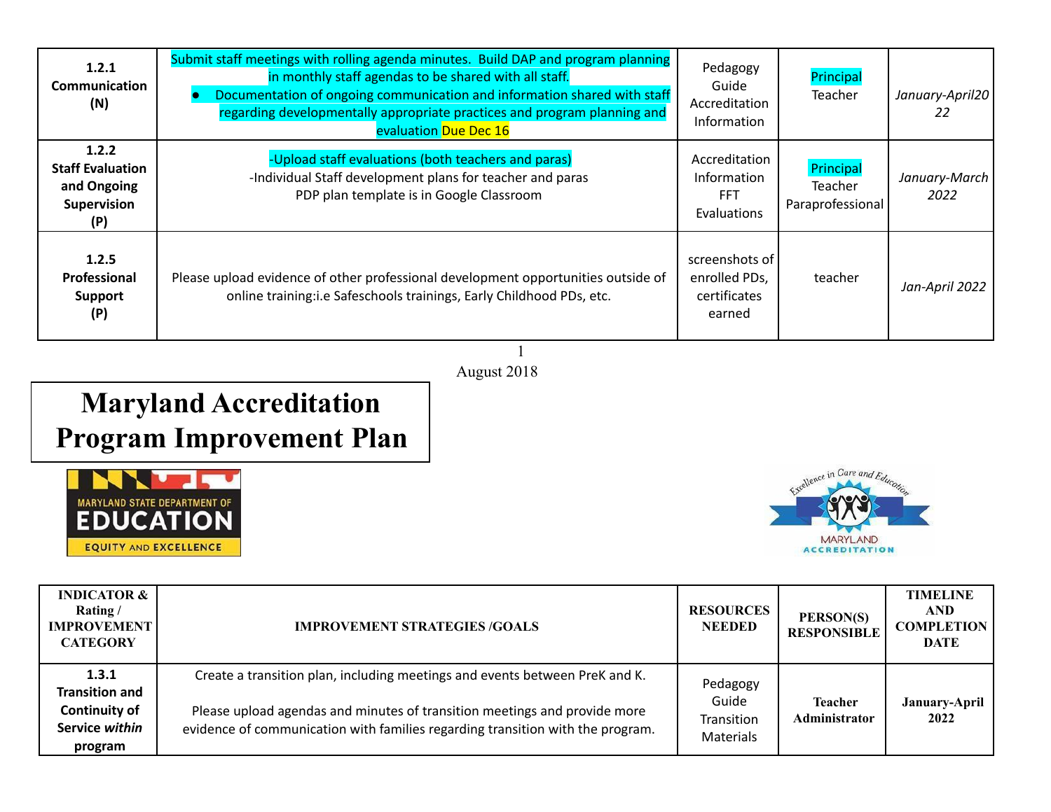| | | | | |
|---|---|---|---|---|
| **1.2.1 Communication (N)** | Submit staff meetings with rolling agenda minutes. Build DAP and program planning in monthly staff agendas to be shared with all staff.<br>• Documentation of ongoing communication and information shared with staff regarding developmentally appropriate practices and program planning and evaluation Due Dec 16 | Pedagogy Guide Accreditation Information | Principal Teacher | *January-April2022* |
| **1.2.2 Staff Evaluation and Ongoing Supervision (P)** | -Upload staff evaluations (both teachers and paras)<br>-Individual Staff development plans for teacher and paras<br>PDP plan template is in Google Classroom | Accreditation Information FFT Evaluations | Principal Teacher Paraprofessional | *January-March 2022* |
| **1.2.5 Professional Support (P)** | Please upload evidence of other professional development opportunities outside of online training:i.e Safeschools trainings, Early Childhood PDs, etc. | screenshots of enrolled PDs, certificates earned | teacher | *Jan-April 2022* |

August 2018

# Maryland Accreditation Program Improvement Plan

| INDICATOR & Rating / IMPROVEMENT CATEGORY | IMPROVEMENT STRATEGIES /GOALS | RESOURCES NEEDED | PERSON(S) RESPONSIBLE | TIMELINE AND COMPLETION DATE |
|---|---|---|---|---|
| **1.3.1 Transition and Continuity of Service *within* program** | Create a transition plan, including meetings and events between PreK and K.<br><br>Please upload agendas and minutes of transition meetings and provide more evidence of communication with families regarding transition with the program. | Pedagogy Guide Transition Materials | **Teacher Administrator** | **January-April 2022** |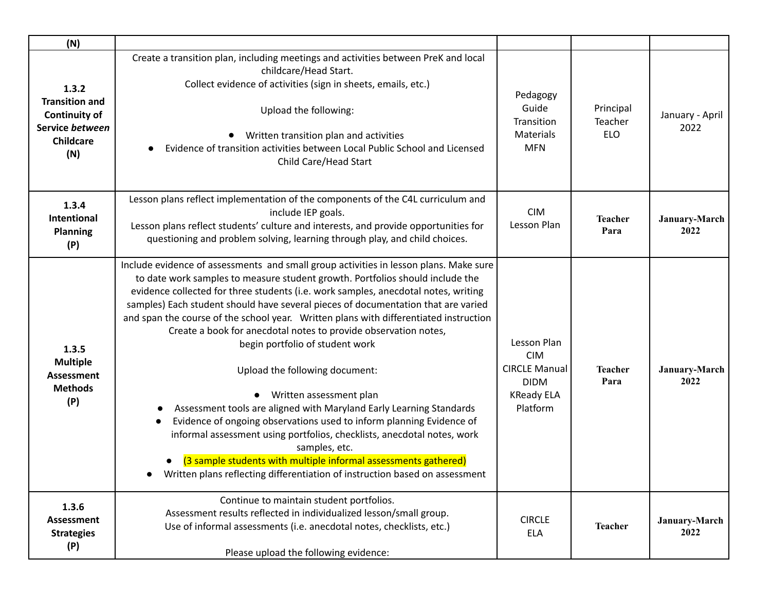| (N) | | | | |
|---|---|---|---|---|
| **1.3.2 Transition and Continuity of Service *between* Childcare (N)** | Create a transition plan, including meetings and activities between PreK and local childcare/Head Start.<br>Collect evidence of activities (sign in sheets, emails, etc.)<br><br>Upload the following:<br><br>• Written transition plan and activities<br>• Evidence of transition activities between Local Public School and Licensed Child Care/Head Start | Pedagogy Guide<br>Transition Materials<br>MFN | Principal<br>Teacher<br>ELO | January - April 2022 |
| **1.3.4 Intentional Planning (P)** | Lesson plans reflect implementation of the components of the C4L curriculum and include IEP goals.<br>Lesson plans reflect students' culture and interests, and provide opportunities for questioning and problem solving, learning through play, and child choices. | CIM<br>Lesson Plan | **Teacher<br>Para** | **January-March 2022** |
| **1.3.5 Multiple Assessment Methods (P)** | Include evidence of assessments and small group activities in lesson plans. Make sure to date work samples to measure student growth. Portfolios should include the evidence collected for three students (i.e. work samples, anecdotal notes, writing samples) Each student should have several pieces of documentation that are varied and span the course of the school year. Written plans with differentiated instruction Create a book for anecdotal notes to provide observation notes, begin portfolio of student work<br><br>Upload the following document:<br><br>• Written assessment plan<br>• Assessment tools are aligned with Maryland Early Learning Standards<br>• Evidence of ongoing observations used to inform planning Evidence of informal assessment using portfolios, checklists, anecdotal notes, work samples, etc.<br>• (3 sample students with multiple informal assessments gathered)<br>• Written plans reflecting differentiation of instruction based on assessment | Lesson Plan<br>CIM<br>CIRCLE Manual<br>DIDM<br>KReady ELA Platform | **Teacher<br>Para** | **January-March 2022** |
| **1.3.6 Assessment Strategies (P)** | Continue to maintain student portfolios.<br>Assessment results reflected in individualized lesson/small group.<br>Use of informal assessments (i.e. anecdotal notes, checklists, etc.)<br><br>Please upload the following evidence: | CIRCLE<br>ELA | **Teacher** | **January-March 2022** |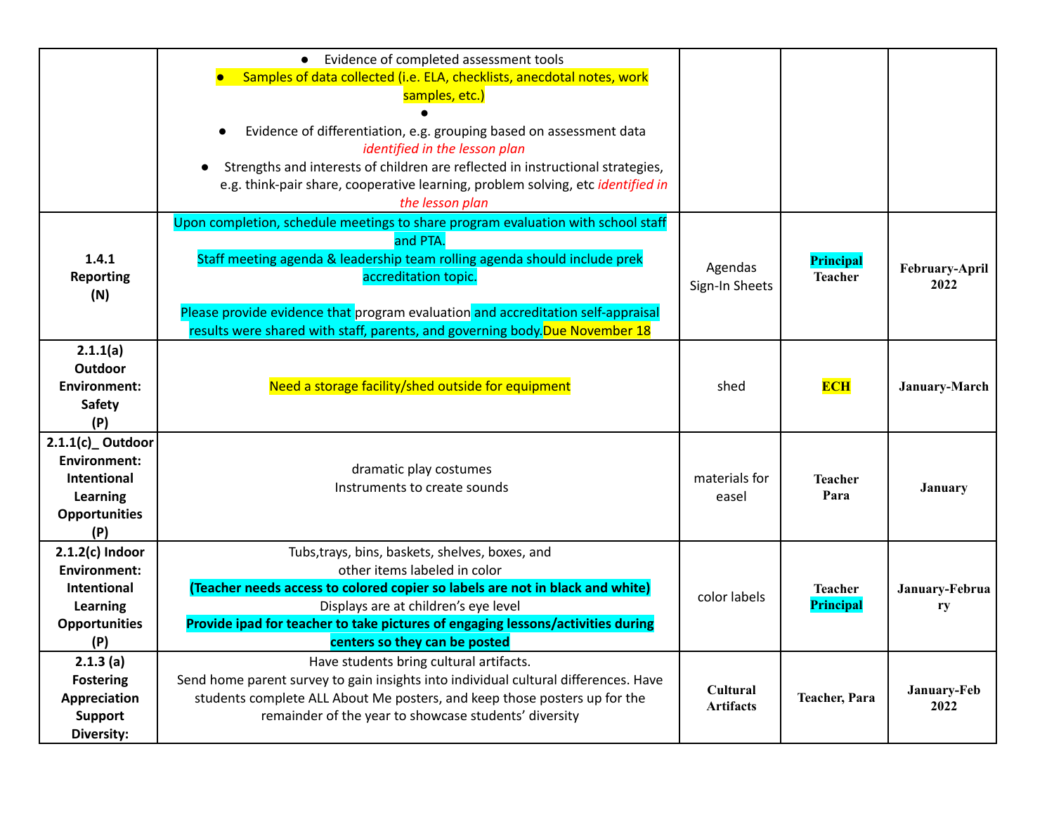| | | | | |
|---|---|---|---|---|
| | • Evidence of completed assessment tools<br>• Samples of data collected (i.e. ELA, checklists, anecdotal notes, work samples, etc.)<br>•<br>• Evidence of differentiation, e.g. grouping based on assessment data *identified in the lesson plan*<br>• Strengths and interests of children are reflected in instructional strategies, e.g. think-pair share, cooperative learning, problem solving, etc *identified in the lesson plan* | | | |
| **1.4.1 Reporting (N)** | Upon completion, schedule meetings to share program evaluation with school staff and PTA.<br>Staff meeting agenda & leadership team rolling agenda should include prek accreditation topic.<br><br>Please provide evidence that program evaluation and accreditation self-appraisal results were shared with staff, parents, and governing body.Due November 18 | Agendas<br>Sign-In Sheets | **Principal**<br>**Teacher** | **February-April 2022** |
| **2.1.1(a) Outdoor Environment: Safety (P)** | Need a storage facility/shed outside for equipment | shed | **ECH** | **January-March** |
| **2.1.1(c)_ Outdoor Environment: Intentional Learning Opportunities (P)** | dramatic play costumes<br>Instruments to create sounds | materials for easel | **Teacher**<br>**Para** | **January** |
| **2.1.2(c) Indoor Environment: Intentional Learning Opportunities (P)** | Tubs,trays, bins, baskets, shelves, boxes, and other items labeled in color<br>**(Teacher needs access to colored copier so labels are not in black and white)**<br>Displays are at children's eye level<br>**Provide ipad for teacher to take pictures of engaging lessons/activities during centers so they can be posted** | color labels | **Teacher**<br>**Principal** | **January-February** |
| **2.1.3 (a) Fostering Appreciation Support Diversity:** | Have students bring cultural artifacts.<br>Send home parent survey to gain insights into individual cultural differences. Have students complete ALL About Me posters, and keep those posters up for the remainder of the year to showcase students' diversity | **Cultural Artifacts** | **Teacher, Para** | **January-Feb 2022** |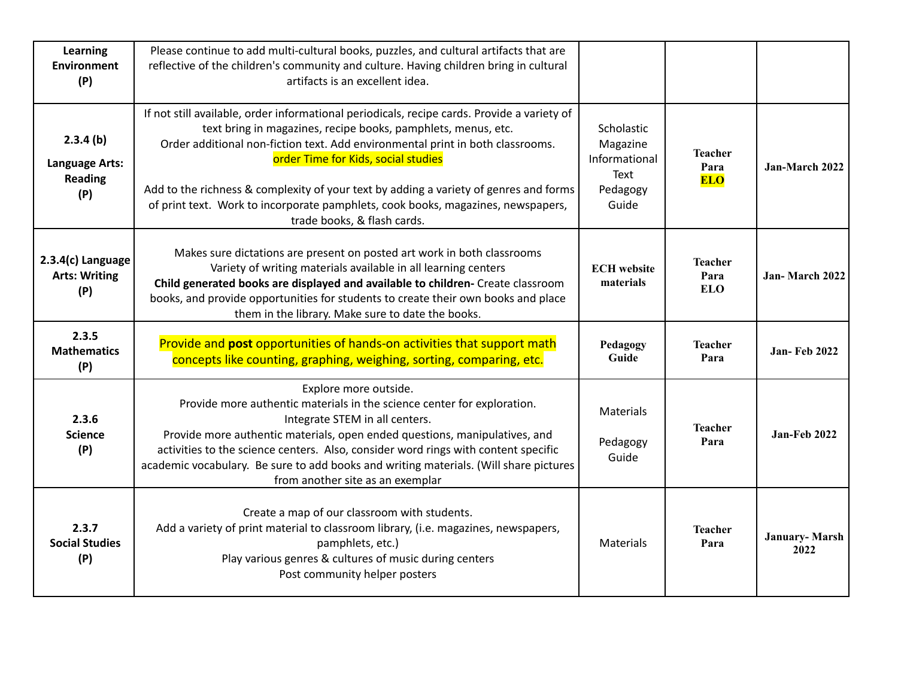| Learning Environment (P) | Please continue to add multi-cultural books, puzzles, and cultural artifacts that are reflective of the children's community and culture. Having children bring in cultural artifacts is an excellent idea. | | | |
|---|---|---|---|---|
| 2.3.4 (b) Language Arts: Reading (P) | If not still available, order informational periodicals, recipe cards. Provide a variety of text bring in magazines, recipe books, pamphlets, menus, etc. Order additional non-fiction text. Add environmental print in both classrooms. order Time for Kids, social studies<br><br>Add to the richness & complexity of your text by adding a variety of genres and forms of print text. Work to incorporate pamphlets, cook books, magazines, newspapers, trade books, & flash cards. | Scholastic Magazine Informational Text Pedagogy Guide | **Teacher Para ELO** | **Jan-March 2022** |
| 2.3.4(c) Language Arts: Writing (P) | Makes sure dictations are present on posted art work in both classrooms<br>Variety of writing materials available in all learning centers<br>**Child generated books are displayed and available to children-** Create classroom books, and provide opportunities for students to create their own books and place them in the library. Make sure to date the books. | **ECH website materials** | **Teacher Para ELO** | **Jan- March 2022** |
| 2.3.5 Mathematics (P) | Provide and **post** opportunities of hands-on activities that support math concepts like counting, graphing, weighing, sorting, comparing, etc. | **Pedagogy Guide** | **Teacher Para** | **Jan- Feb 2022** |
| 2.3.6 Science (P) | Explore more outside.<br>Provide more authentic materials in the science center for exploration.<br>Integrate STEM in all centers.<br>Provide more authentic materials, open ended questions, manipulatives, and activities to the science centers. Also, consider word rings with content specific academic vocabulary. Be sure to add books and writing materials. (Will share pictures from another site as an exemplar | Materials<br><br>Pedagogy Guide | **Teacher Para** | **Jan-Feb 2022** |
| 2.3.7 Social Studies (P) | Create a map of our classroom with students.<br>Add a variety of print material to classroom library, (i.e. magazines, newspapers, pamphlets, etc.)<br>Play various genres & cultures of music during centers<br>Post community helper posters | Materials | **Teacher Para** | **January- Marsh 2022** |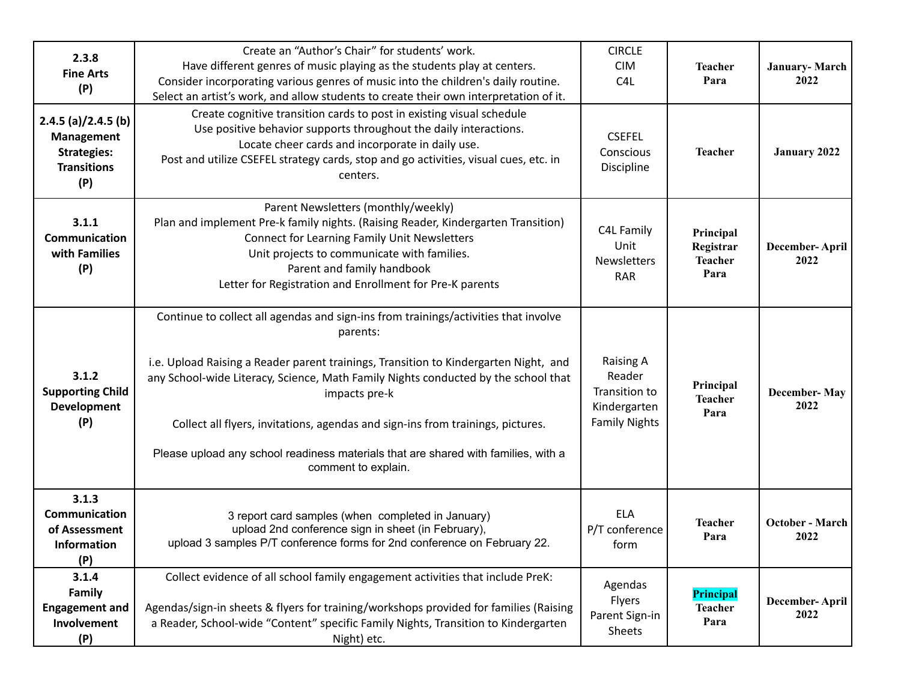| 2.3.8<br>Fine Arts<br>(P) | Create an "Author's Chair" for students' work.<br>Have different genres of music playing as the students play at centers.<br>Consider incorporating various genres of music into the children's daily routine.<br>Select an artist's work, and allow students to create their own interpretation of it. | CIRCLE<br>CIM<br>C4L | **Teacher**<br>**Para** | **January- March 2022** |
|---|---|---|---|---|
| 2.4.5 (a)/2.4.5 (b)<br>Management Strategies: Transitions<br>(P) | Create cognitive transition cards to post in existing visual schedule<br>Use positive behavior supports throughout the daily interactions.<br>Locate cheer cards and incorporate in daily use.<br>Post and utilize CSEFEL strategy cards, stop and go activities, visual cues, etc. in centers. | CSEFEL<br>Conscious Discipline | **Teacher** | **January 2022** |
| 3.1.1<br>Communication with Families<br>(P) | Parent Newsletters (monthly/weekly)<br>Plan and implement Pre-k family nights. (Raising Reader, Kindergarten Transition)<br>Connect for Learning Family Unit Newsletters<br>Unit projects to communicate with families.<br>Parent and family handbook<br>Letter for Registration and Enrollment for Pre-K parents | C4L Family Unit Newsletters<br>RAR | **Principal**<br>**Registrar**<br>**Teacher**<br>**Para** | **December- April 2022** |
| 3.1.2<br>Supporting Child Development<br>(P) | Continue to collect all agendas and sign-ins from trainings/activities that involve parents:<br><br>i.e. Upload Raising a Reader parent trainings, Transition to Kindergarten Night, and any School-wide Literacy, Science, Math Family Nights conducted by the school that impacts pre-k<br><br>Collect all flyers, invitations, agendas and sign-ins from trainings, pictures.<br><br>Please upload any school readiness materials that are shared with families, with a comment to explain. | Raising A Reader<br>Transition to Kindergarten Family Nights | **Principal**<br>**Teacher**<br>**Para** | **December- May 2022** |
| 3.1.3<br>Communication of Assessment Information<br>(P) | 3 report card samples (when completed in January)<br>upload 2nd conference sign in sheet (in February),<br>upload 3 samples P/T conference forms for 2nd conference on February 22. | ELA<br>P/T conference form | **Teacher**<br>**Para** | **October - March 2022** |
| 3.1.4<br>Family Engagement and Involvement<br>(P) | Collect evidence of all school family engagement activities that include PreK:<br><br>Agendas/sign-in sheets & flyers for training/workshops provided for families (Raising a Reader, School-wide "Content" specific Family Nights, Transition to Kindergarten Night) etc. | Agendas<br>Flyers<br>Parent Sign-in Sheets | **Principal**<br>**Teacher**<br>**Para** | **December- April 2022** |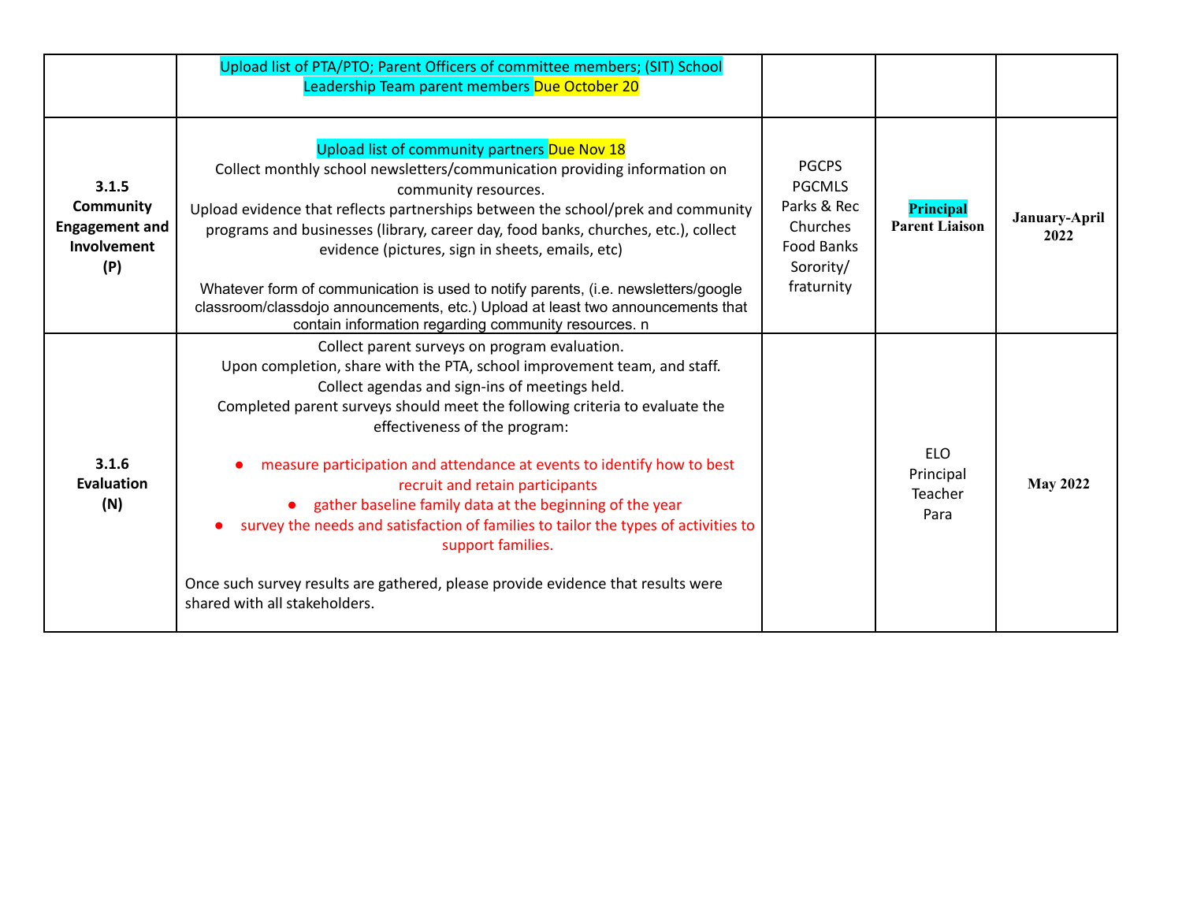| | | | | |
|---|---|---|---|---|
| | Upload list of PTA/PTO; Parent Officers of committee members; (SIT) School Leadership Team parent members Due October 20 | | | |
| **3.1.5 Community Engagement and Involvement (P)** | Upload list of community partners Due Nov 18<br>Collect monthly school newsletters/communication providing information on community resources.<br>Upload evidence that reflects partnerships between the school/prek and community programs and businesses (library, career day, food banks, churches, etc.), collect evidence (pictures, sign in sheets, emails, etc)<br><br>Whatever form of communication is used to notify parents, (i.e. newsletters/google classroom/classdojo announcements, etc.) Upload at least two announcements that contain information regarding community resources. n | PGCPS<br>PGCMLS<br>Parks & Rec<br>Churches<br>Food Banks<br>Sorority/<br>fraturnity | **Principal**<br>**Parent Liaison** | **January-April 2022** |
| **3.1.6 Evaluation (N)** | Collect parent surveys on program evaluation.<br>Upon completion, share with the PTA, school improvement team, and staff.<br>Collect agendas and sign-ins of meetings held.<br>Completed parent surveys should meet the following criteria to evaluate the effectiveness of the program:<br><br>• measure participation and attendance at events to identify how to best recruit and retain participants<br>• gather baseline family data at the beginning of the year<br>• survey the needs and satisfaction of families to tailor the types of activities to support families.<br><br>Once such survey results are gathered, please provide evidence that results were shared with all stakeholders. | | ELO<br>Principal<br>Teacher<br>Para | **May 2022** |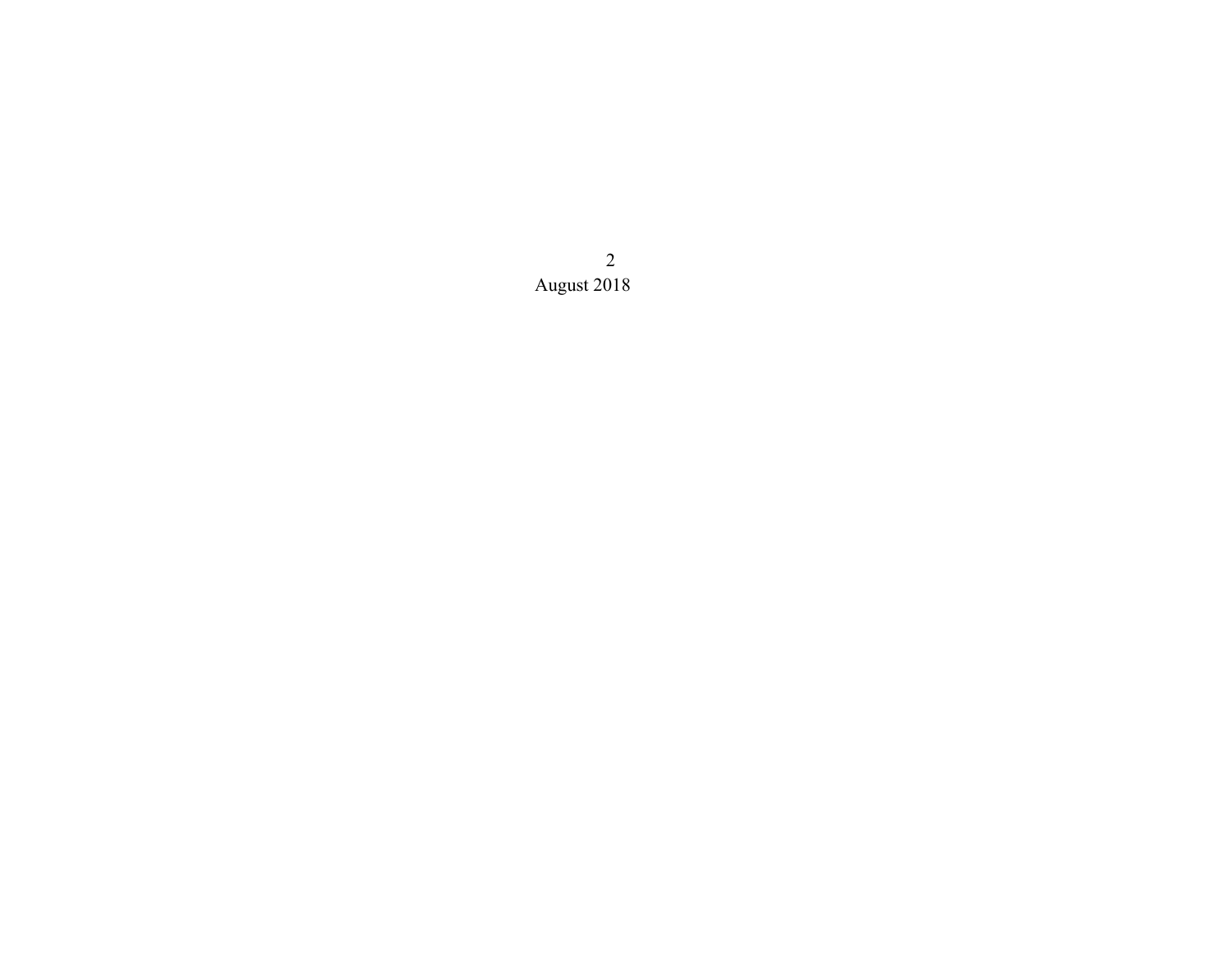August 2018